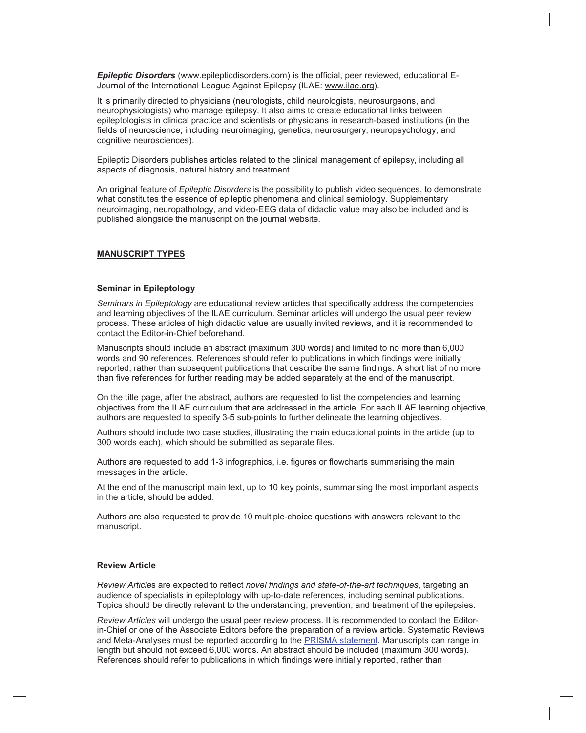***Epileptic Disorders*** (www.epilepticdisorders.com) is the official, peer reviewed, educational E-Journal of the International League Against Epilepsy (ILAE: www.ilae.org).

It is primarily directed to physicians (neurologists, child neurologists, neurosurgeons, and neurophysiologists) who manage epilepsy. It also aims to create educational links between epileptologists in clinical practice and scientists or physicians in research-based institutions (in the fields of neuroscience; including neuroimaging, genetics, neurosurgery, neuropsychology, and cognitive neurosciences).

Epileptic Disorders publishes articles related to the clinical management of epilepsy, including all aspects of diagnosis, natural history and treatment.

An original feature of *Epileptic Disorders* is the possibility to publish video sequences, to demonstrate what constitutes the essence of epileptic phenomena and clinical semiology. Supplementary neuroimaging, neuropathology, and video-EEG data of didactic value may also be included and is published alongside the manuscript on the journal website.

## MANUSCRIPT TYPES

### Seminar in Epileptology

*Seminars in Epileptology* are educational review articles that specifically address the competencies and learning objectives of the ILAE curriculum. Seminar articles will undergo the usual peer review process. These articles of high didactic value are usually invited reviews, and it is recommended to contact the Editor-in-Chief beforehand.

Manuscripts should include an abstract (maximum 300 words) and limited to no more than 6,000 words and 90 references. References should refer to publications in which findings were initially reported, rather than subsequent publications that describe the same findings. A short list of no more than five references for further reading may be added separately at the end of the manuscript.

On the title page, after the abstract, authors are requested to list the competencies and learning objectives from the ILAE curriculum that are addressed in the article. For each ILAE learning objective, authors are requested to specify 3-5 sub-points to further delineate the learning objectives.

Authors should include two case studies, illustrating the main educational points in the article (up to 300 words each), which should be submitted as separate files.

Authors are requested to add 1-3 infographics, i.e. figures or flowcharts summarising the main messages in the article.

At the end of the manuscript main text, up to 10 key points, summarising the most important aspects in the article, should be added.

Authors are also requested to provide 10 multiple-choice questions with answers relevant to the manuscript.

### Review Article

*Review Article*s are expected to reflect *novel findings and state-of-the-art techniques*, targeting an audience of specialists in epileptology with up-to-date references, including seminal publications. Topics should be directly relevant to the understanding, prevention, and treatment of the epilepsies.

*Review Articles* will undergo the usual peer review process. It is recommended to contact the Editor-in-Chief or one of the Associate Editors before the preparation of a review article. Systematic Reviews and Meta-Analyses must be reported according to the PRISMA statement. Manuscripts can range in length but should not exceed 6,000 words. An abstract should be included (maximum 300 words). References should refer to publications in which findings were initially reported, rather than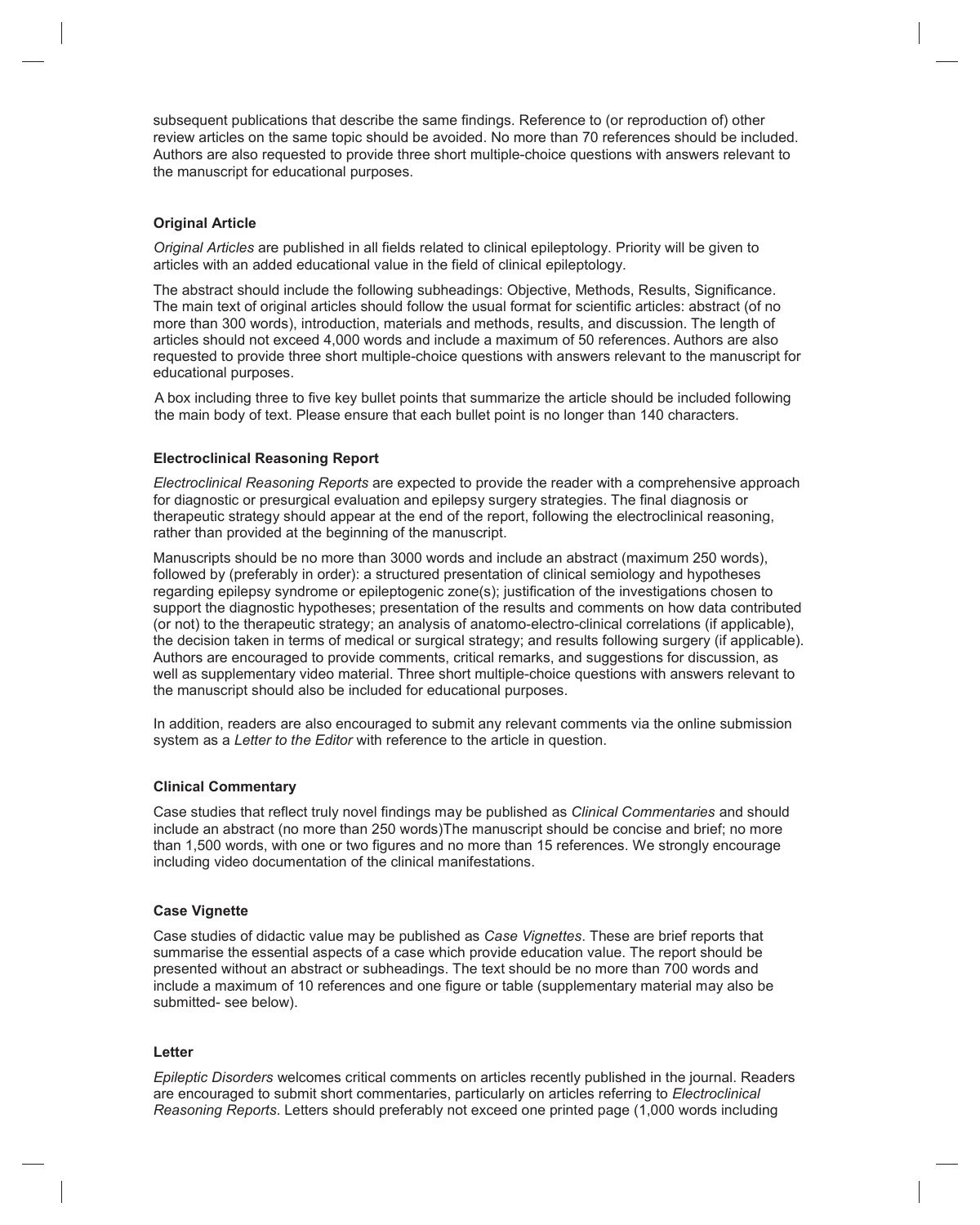subsequent publications that describe the same findings. Reference to (or reproduction of) other review articles on the same topic should be avoided. No more than 70 references should be included. Authors are also requested to provide three short multiple-choice questions with answers relevant to the manuscript for educational purposes.

### Original Article

*Original Articles* are published in all fields related to clinical epileptology. Priority will be given to articles with an added educational value in the field of clinical epileptology.

The abstract should include the following subheadings: Objective, Methods, Results, Significance. The main text of original articles should follow the usual format for scientific articles: abstract (of no more than 300 words), introduction, materials and methods, results, and discussion. The length of articles should not exceed 4,000 words and include a maximum of 50 references. Authors are also requested to provide three short multiple-choice questions with answers relevant to the manuscript for educational purposes.

A box including three to five key bullet points that summarize the article should be included following the main body of text. Please ensure that each bullet point is no longer than 140 characters.

### Electroclinical Reasoning Report

*Electroclinical Reasoning Reports* are expected to provide the reader with a comprehensive approach for diagnostic or presurgical evaluation and epilepsy surgery strategies. The final diagnosis or therapeutic strategy should appear at the end of the report, following the electroclinical reasoning, rather than provided at the beginning of the manuscript.

Manuscripts should be no more than 3000 words and include an abstract (maximum 250 words), followed by (preferably in order): a structured presentation of clinical semiology and hypotheses regarding epilepsy syndrome or epileptogenic zone(s); justification of the investigations chosen to support the diagnostic hypotheses; presentation of the results and comments on how data contributed (or not) to the therapeutic strategy; an analysis of anatomo-electro-clinical correlations (if applicable), the decision taken in terms of medical or surgical strategy; and results following surgery (if applicable). Authors are encouraged to provide comments, critical remarks, and suggestions for discussion, as well as supplementary video material. Three short multiple-choice questions with answers relevant to the manuscript should also be included for educational purposes.

In addition, readers are also encouraged to submit any relevant comments via the online submission system as a *Letter to the Editor* with reference to the article in question.

### Clinical Commentary

Case studies that reflect truly novel findings may be published as *Clinical Commentaries* and should include an abstract (no more than 250 words)The manuscript should be concise and brief; no more than 1,500 words, with one or two figures and no more than 15 references. We strongly encourage including video documentation of the clinical manifestations.

### Case Vignette

Case studies of didactic value may be published as *Case Vignettes*. These are brief reports that summarise the essential aspects of a case which provide education value. The report should be presented without an abstract or subheadings. The text should be no more than 700 words and include a maximum of 10 references and one figure or table (supplementary material may also be submitted- see below).

### Letter

*Epileptic Disorders* welcomes critical comments on articles recently published in the journal. Readers are encouraged to submit short commentaries, particularly on articles referring to *Electroclinical Reasoning Reports*. Letters should preferably not exceed one printed page (1,000 words including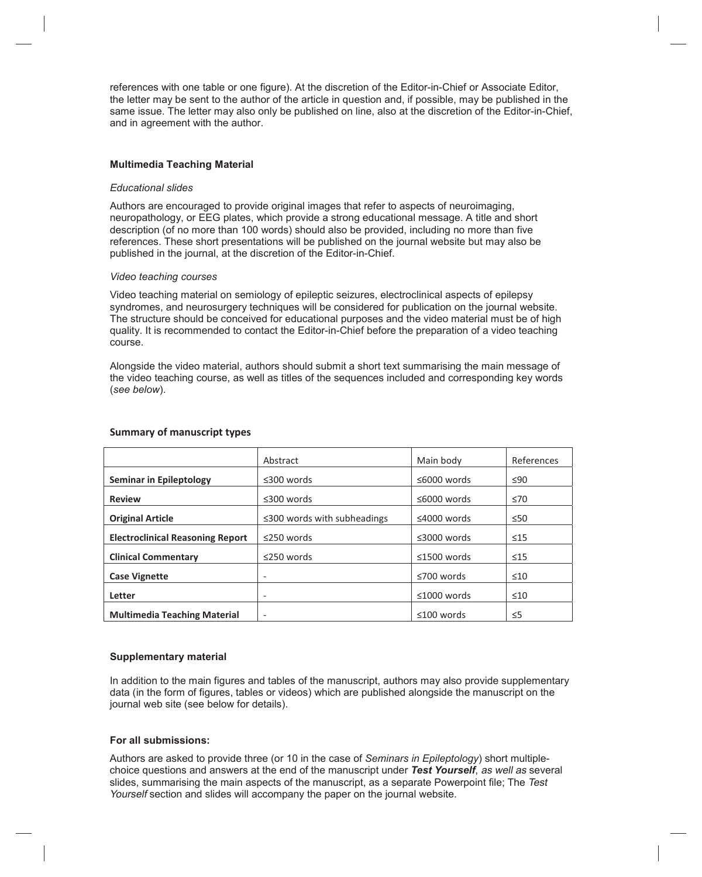references with one table or one figure). At the discretion of the Editor-in-Chief or Associate Editor, the letter may be sent to the author of the article in question and, if possible, may be published in the same issue. The letter may also only be published on line, also at the discretion of the Editor-in-Chief, and in agreement with the author.

### Multimedia Teaching Material

*Educational slides*

Authors are encouraged to provide original images that refer to aspects of neuroimaging, neuropathology, or EEG plates, which provide a strong educational message. A title and short description (of no more than 100 words) should also be provided, including no more than five references. These short presentations will be published on the journal website but may also be published in the journal, at the discretion of the Editor-in-Chief.

*Video teaching courses*

Video teaching material on semiology of epileptic seizures, electroclinical aspects of epilepsy syndromes, and neurosurgery techniques will be considered for publication on the journal website. The structure should be conceived for educational purposes and the video material must be of high quality. It is recommended to contact the Editor-in-Chief before the preparation of a video teaching course.

Alongside the video material, authors should submit a short text summarising the main message of the video teaching course, as well as titles of the sequences included and corresponding key words (*see below*).

### Summary of manuscript types

| | Abstract | Main body | References |
|---|---|---|---|
| **Seminar in Epileptology** | ≤300 words | ≤6000 words | ≤90 |
| **Review** | ≤300 words | ≤6000 words | ≤70 |
| **Original Article** | ≤300 words with subheadings | ≤4000 words | ≤50 |
| **Electroclinical Reasoning Report** | ≤250 words | ≤3000 words | ≤15 |
| **Clinical Commentary** | ≤250 words | ≤1500 words | ≤15 |
| **Case Vignette** | - | ≤700 words | ≤10 |
| **Letter** | - | ≤1000 words | ≤10 |
| **Multimedia Teaching Material** | - | ≤100 words | ≤5 |

### Supplementary material

In addition to the main figures and tables of the manuscript, authors may also provide supplementary data (in the form of figures, tables or videos) which are published alongside the manuscript on the journal web site (see below for details).

### For all submissions:

Authors are asked to provide three (or 10 in the case of *Seminars in Epileptology*) short multiple-choice questions and answers at the end of the manuscript under ***Test Yourself***, *as well as* several slides, summarising the main aspects of the manuscript, as a separate Powerpoint file; The *Test Yourself* section and slides will accompany the paper on the journal website.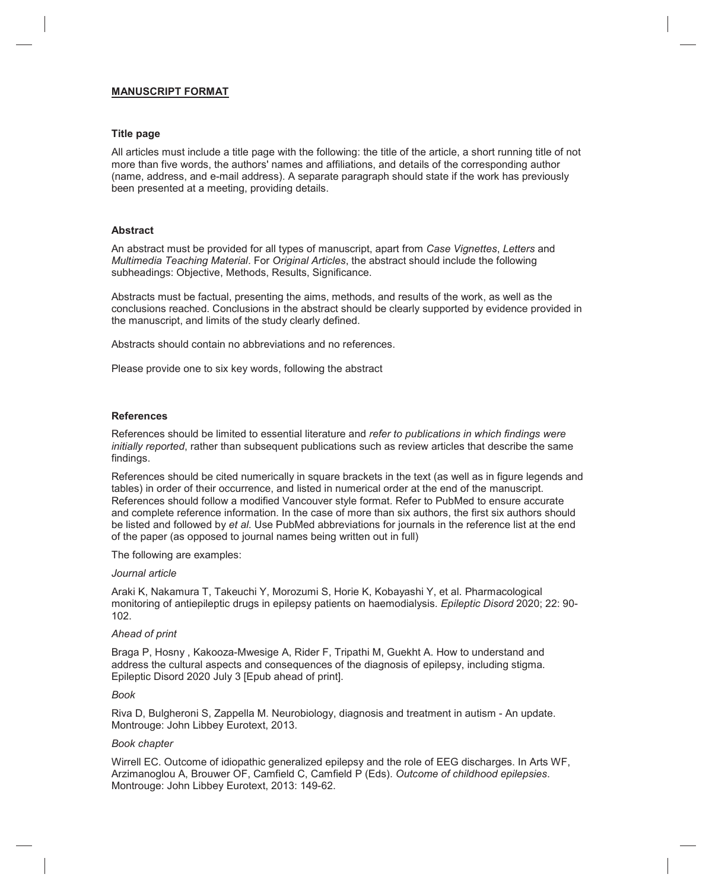## MANUSCRIPT FORMAT

### Title page

All articles must include a title page with the following: the title of the article, a short running title of not more than five words, the authors' names and affiliations, and details of the corresponding author (name, address, and e-mail address). A separate paragraph should state if the work has previously been presented at a meeting, providing details.

### Abstract

An abstract must be provided for all types of manuscript, apart from *Case Vignettes*, *Letters* and *Multimedia Teaching Material*. For *Original Articles*, the abstract should include the following subheadings: Objective, Methods, Results, Significance.

Abstracts must be factual, presenting the aims, methods, and results of the work, as well as the conclusions reached. Conclusions in the abstract should be clearly supported by evidence provided in the manuscript, and limits of the study clearly defined.

Abstracts should contain no abbreviations and no references.

Please provide one to six key words, following the abstract

### References

References should be limited to essential literature and *refer to publications in which findings were initially reported*, rather than subsequent publications such as review articles that describe the same findings.

References should be cited numerically in square brackets in the text (as well as in figure legends and tables) in order of their occurrence, and listed in numerical order at the end of the manuscript. References should follow a modified Vancouver style format. Refer to PubMed to ensure accurate and complete reference information. In the case of more than six authors, the first six authors should be listed and followed by *et al*. Use PubMed abbreviations for journals in the reference list at the end of the paper (as opposed to journal names being written out in full)

The following are examples:

*Journal article*

Araki K, Nakamura T, Takeuchi Y, Morozumi S, Horie K, Kobayashi Y, et al. Pharmacological monitoring of antiepileptic drugs in epilepsy patients on haemodialysis. *Epileptic Disord* 2020; 22: 90-102.

*Ahead of print*

Braga P, Hosny , Kakooza-Mwesige A, Rider F, Tripathi M, Guekht A. How to understand and address the cultural aspects and consequences of the diagnosis of epilepsy, including stigma. Epileptic Disord 2020 July 3 [Epub ahead of print].

*Book*

Riva D, Bulgheroni S, Zappella M. Neurobiology, diagnosis and treatment in autism - An update. Montrouge: John Libbey Eurotext, 2013.

*Book chapter*

Wirrell EC. Outcome of idiopathic generalized epilepsy and the role of EEG discharges. In Arts WF, Arzimanoglou A, Brouwer OF, Camfield C, Camfield P (Eds). *Outcome of childhood epilepsies*. Montrouge: John Libbey Eurotext, 2013: 149-62.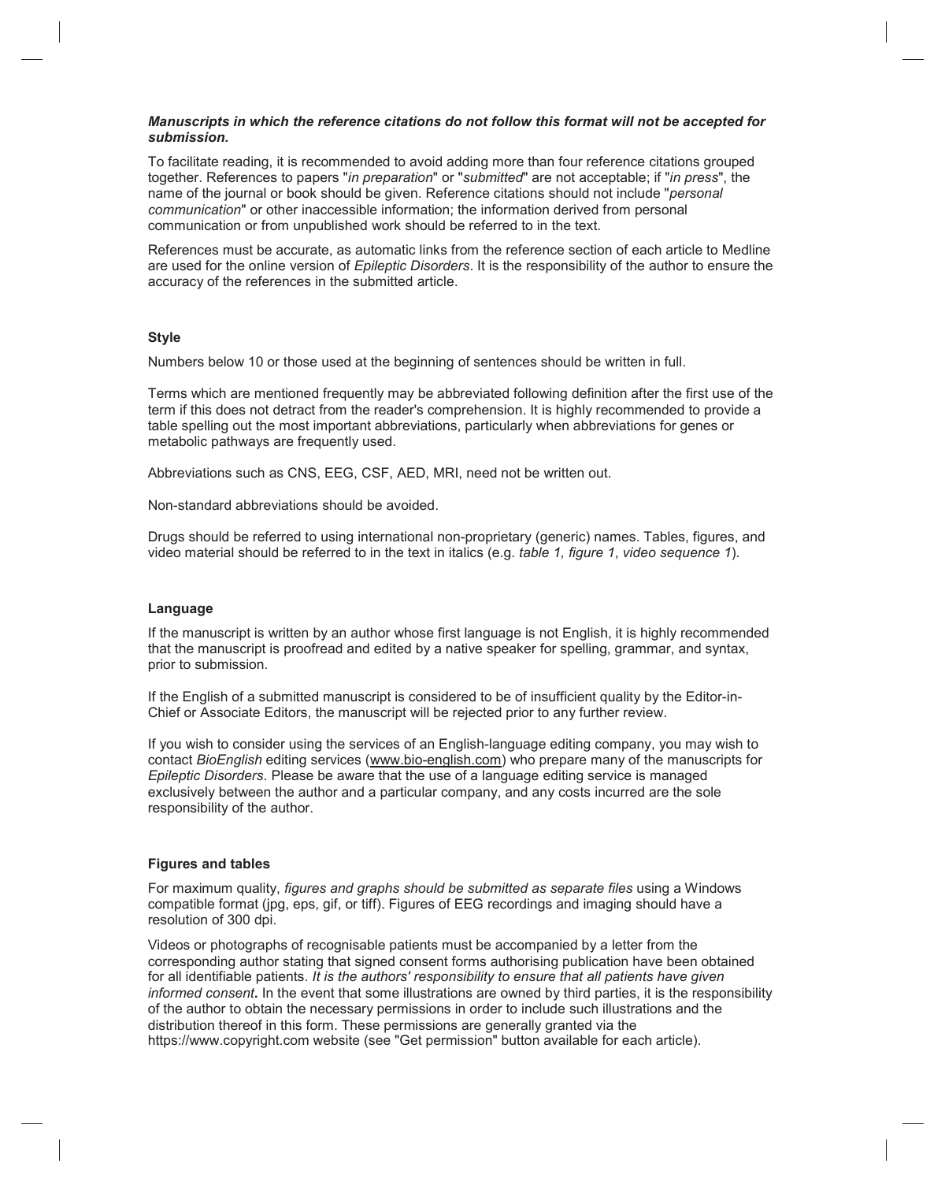***Manuscripts in which the reference citations do not follow this format will not be accepted for submission.***

To facilitate reading, it is recommended to avoid adding more than four reference citations grouped together. References to papers "*in preparation*" or "*submitted*" are not acceptable; if "*in press*", the name of the journal or book should be given. Reference citations should not include "*personal communication*" or other inaccessible information; the information derived from personal communication or from unpublished work should be referred to in the text.

References must be accurate, as automatic links from the reference section of each article to Medline are used for the online version of *Epileptic Disorders*. It is the responsibility of the author to ensure the accuracy of the references in the submitted article.

**Style**

Numbers below 10 or those used at the beginning of sentences should be written in full.

Terms which are mentioned frequently may be abbreviated following definition after the first use of the term if this does not detract from the reader's comprehension. It is highly recommended to provide a table spelling out the most important abbreviations, particularly when abbreviations for genes or metabolic pathways are frequently used.

Abbreviations such as CNS, EEG, CSF, AED, MRI, need not be written out.

Non-standard abbreviations should be avoided.

Drugs should be referred to using international non-proprietary (generic) names. Tables, figures, and video material should be referred to in the text in italics (e.g. *table 1, figure 1*, *video sequence 1*).

**Language**

If the manuscript is written by an author whose first language is not English, it is highly recommended that the manuscript is proofread and edited by a native speaker for spelling, grammar, and syntax, prior to submission.

If the English of a submitted manuscript is considered to be of insufficient quality by the Editor-in-Chief or Associate Editors, the manuscript will be rejected prior to any further review.

If you wish to consider using the services of an English-language editing company, you may wish to contact *BioEnglish* editing services (www.bio-english.com) who prepare many of the manuscripts for *Epileptic Disorders*. Please be aware that the use of a language editing service is managed exclusively between the author and a particular company, and any costs incurred are the sole responsibility of the author.

**Figures and tables**

For maximum quality, *figures and graphs should be submitted as separate files* using a Windows compatible format (jpg, eps, gif, or tiff). Figures of EEG recordings and imaging should have a resolution of 300 dpi.

Videos or photographs of recognisable patients must be accompanied by a letter from the corresponding author stating that signed consent forms authorising publication have been obtained for all identifiable patients. *It is the authors' responsibility to ensure that all patients have given informed consent***.** In the event that some illustrations are owned by third parties, it is the responsibility of the author to obtain the necessary permissions in order to include such illustrations and the distribution thereof in this form. These permissions are generally granted via the https://www.copyright.com website (see "Get permission" button available for each article).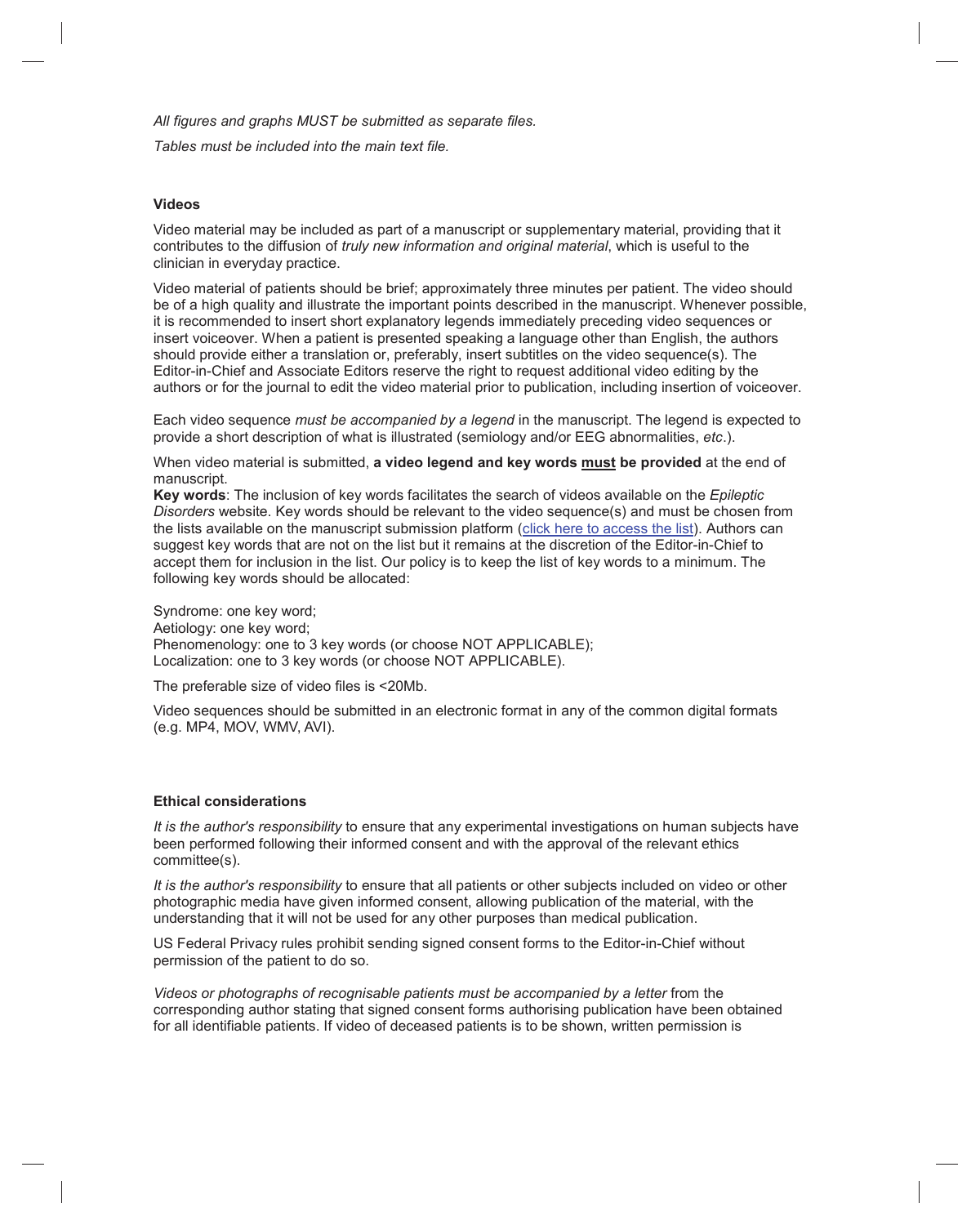*All figures and graphs MUST be submitted as separate files.*

*Tables must be included into the main text file.*

### Videos

Video material may be included as part of a manuscript or supplementary material, providing that it contributes to the diffusion of *truly new information and original material*, which is useful to the clinician in everyday practice.

Video material of patients should be brief; approximately three minutes per patient. The video should be of a high quality and illustrate the important points described in the manuscript. Whenever possible, it is recommended to insert short explanatory legends immediately preceding video sequences or insert voiceover. When a patient is presented speaking a language other than English, the authors should provide either a translation or, preferably, insert subtitles on the video sequence(s). The Editor-in-Chief and Associate Editors reserve the right to request additional video editing by the authors or for the journal to edit the video material prior to publication, including insertion of voiceover.

Each video sequence *must be accompanied by a legend* in the manuscript. The legend is expected to provide a short description of what is illustrated (semiology and/or EEG abnormalities, *etc*.).

When video material is submitted, **a video legend and key words <u>must</u> be provided** at the end of manuscript.

**Key words**: The inclusion of key words facilitates the search of videos available on the *Epileptic Disorders* website. Key words should be relevant to the video sequence(s) and must be chosen from the lists available on the manuscript submission platform (click here to access the list). Authors can suggest key words that are not on the list but it remains at the discretion of the Editor-in-Chief to accept them for inclusion in the list. Our policy is to keep the list of key words to a minimum. The following key words should be allocated:

Syndrome: one key word;
Aetiology: one key word;
Phenomenology: one to 3 key words (or choose NOT APPLICABLE);
Localization: one to 3 key words (or choose NOT APPLICABLE).

The preferable size of video files is <20Mb.

Video sequences should be submitted in an electronic format in any of the common digital formats (e.g. MP4, MOV, WMV, AVI).

### Ethical considerations

*It is the author's responsibility* to ensure that any experimental investigations on human subjects have been performed following their informed consent and with the approval of the relevant ethics committee(s).

*It is the author's responsibility* to ensure that all patients or other subjects included on video or other photographic media have given informed consent, allowing publication of the material, with the understanding that it will not be used for any other purposes than medical publication.

US Federal Privacy rules prohibit sending signed consent forms to the Editor-in-Chief without permission of the patient to do so.

*Videos or photographs of recognisable patients must be accompanied by a letter* from the corresponding author stating that signed consent forms authorising publication have been obtained for all identifiable patients. If video of deceased patients is to be shown, written permission is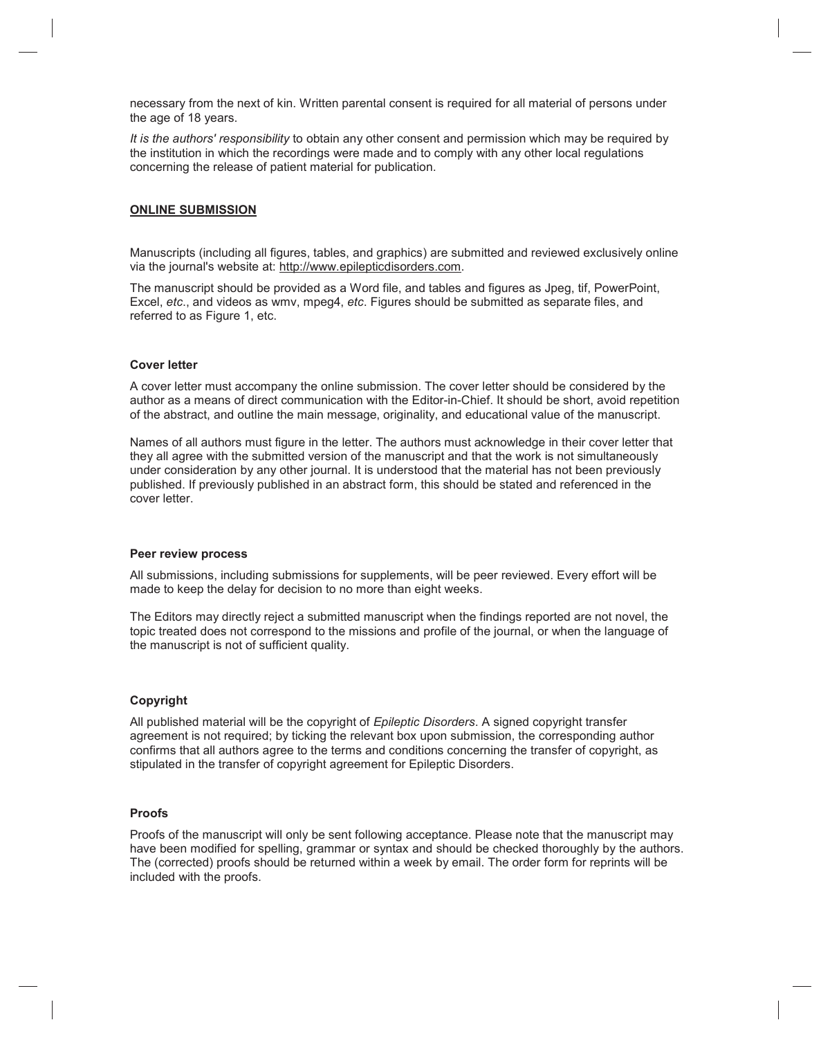necessary from the next of kin. Written parental consent is required for all material of persons under the age of 18 years.

*It is the authors' responsibility* to obtain any other consent and permission which may be required by the institution in which the recordings were made and to comply with any other local regulations concerning the release of patient material for publication.

## ONLINE SUBMISSION

Manuscripts (including all figures, tables, and graphics) are submitted and reviewed exclusively online via the journal's website at: http://www.epilepticdisorders.com.

The manuscript should be provided as a Word file, and tables and figures as Jpeg, tif, PowerPoint, Excel, *etc*., and videos as wmv, mpeg4, *etc*. Figures should be submitted as separate files, and referred to as Figure 1, etc.

### Cover letter

A cover letter must accompany the online submission. The cover letter should be considered by the author as a means of direct communication with the Editor-in-Chief. It should be short, avoid repetition of the abstract, and outline the main message, originality, and educational value of the manuscript.

Names of all authors must figure in the letter. The authors must acknowledge in their cover letter that they all agree with the submitted version of the manuscript and that the work is not simultaneously under consideration by any other journal. It is understood that the material has not been previously published. If previously published in an abstract form, this should be stated and referenced in the cover letter.

### Peer review process

All submissions, including submissions for supplements, will be peer reviewed. Every effort will be made to keep the delay for decision to no more than eight weeks.

The Editors may directly reject a submitted manuscript when the findings reported are not novel, the topic treated does not correspond to the missions and profile of the journal, or when the language of the manuscript is not of sufficient quality.

### Copyright

All published material will be the copyright of *Epileptic Disorders*. A signed copyright transfer agreement is not required; by ticking the relevant box upon submission, the corresponding author confirms that all authors agree to the terms and conditions concerning the transfer of copyright, as stipulated in the transfer of copyright agreement for Epileptic Disorders.

### Proofs

Proofs of the manuscript will only be sent following acceptance. Please note that the manuscript may have been modified for spelling, grammar or syntax and should be checked thoroughly by the authors. The (corrected) proofs should be returned within a week by email. The order form for reprints will be included with the proofs.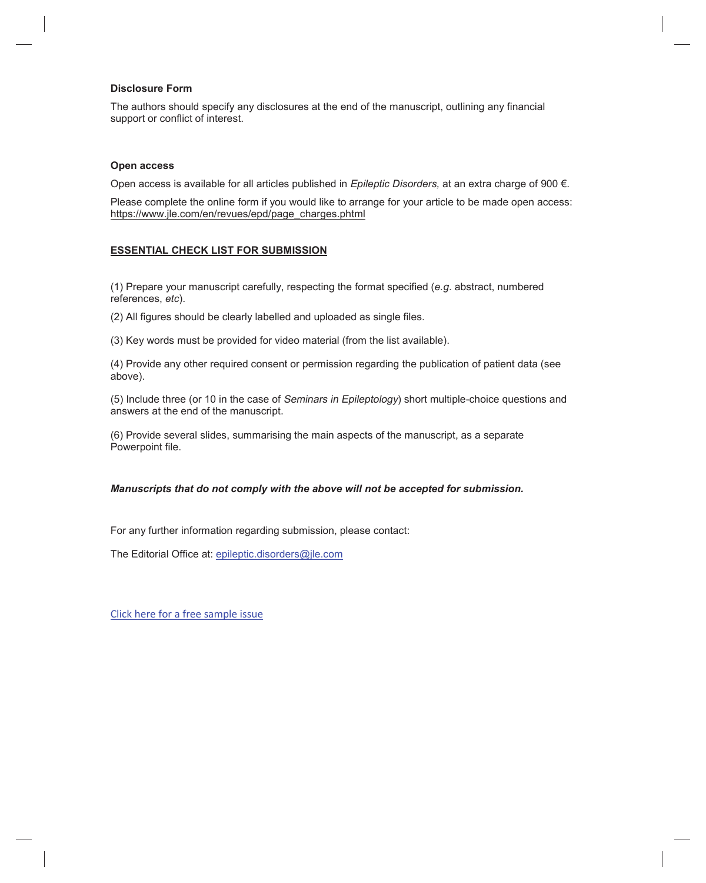**Disclosure Form**

The authors should specify any disclosures at the end of the manuscript, outlining any financial support or conflict of interest.

**Open access**

Open access is available for all articles published in *Epileptic Disorders,* at an extra charge of 900 €.

Please complete the online form if you would like to arrange for your article to be made open access: https://www.jle.com/en/revues/epd/page_charges.phtml

## ESSENTIAL CHECK LIST FOR SUBMISSION

(1) Prepare your manuscript carefully, respecting the format specified (*e.g.* abstract, numbered references, *etc*).

(2) All figures should be clearly labelled and uploaded as single files.

(3) Key words must be provided for video material (from the list available).

(4) Provide any other required consent or permission regarding the publication of patient data (see above).

(5) Include three (or 10 in the case of *Seminars in Epileptology*) short multiple-choice questions and answers at the end of the manuscript.

(6) Provide several slides, summarising the main aspects of the manuscript, as a separate Powerpoint file.

***Manuscripts that do not comply with the above will not be accepted for submission.***

For any further information regarding submission, please contact:

The Editorial Office at: epileptic.disorders@jle.com

Click here for a free sample issue